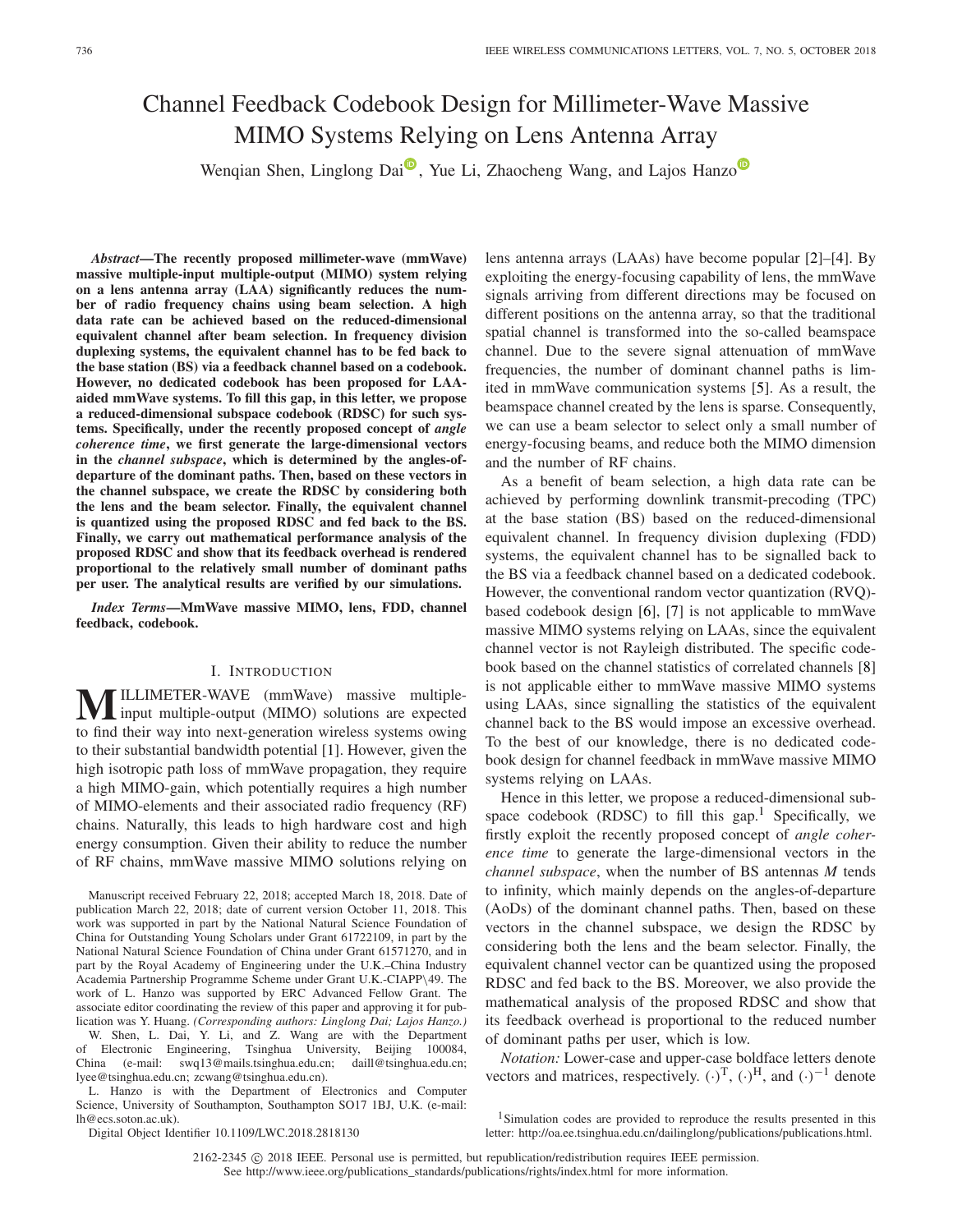# Channel Feedback Codebook Design for Millimeter-Wave Massive MIMO Systems Relying on Lens Antenna Array

Wenqian Shen, Linglong Dai, Yue Li, Zhaocheng Wang, and Lajos Hanzo

***Abstract*—The recently proposed millimeter-wave (mmWave) massive multiple-input multiple-output (MIMO) system relying on a lens antenna array (LAA) significantly reduces the number of radio frequency chains using beam selection. A high data rate can be achieved based on the reduced-dimensional equivalent channel after beam selection. In frequency division duplexing systems, the equivalent channel has to be fed back to the base station (BS) via a feedback channel based on a codebook. However, no dedicated codebook has been proposed for LAA-aided mmWave systems. To fill this gap, in this letter, we propose a reduced-dimensional subspace codebook (RDSC) for such systems. Specifically, under the recently proposed concept of *angle coherence time*, we first generate the large-dimensional vectors in the *channel subspace*, which is determined by the angles-of-departure of the dominant paths. Then, based on these vectors in the channel subspace, we create the RDSC by considering both the lens and the beam selector. Finally, the equivalent channel is quantized using the proposed RDSC and fed back to the BS. Finally, we carry out mathematical performance analysis of the proposed RDSC and show that its feedback overhead is rendered proportional to the relatively small number of dominant paths per user. The analytical results are verified by our simulations.**

***Index Terms*—MmWave massive MIMO, lens, FDD, channel feedback, codebook.**

## I. Introduction

Millimeter-wave (mmWave) massive multiple-input multiple-output (MIMO) solutions are expected to find their way into next-generation wireless systems owing to their substantial bandwidth potential [1]. However, given the high isotropic path loss of mmWave propagation, they require a high MIMO-gain, which potentially requires a high number of MIMO-elements and their associated radio frequency (RF) chains. Naturally, this leads to high hardware cost and high energy consumption. Given their ability to reduce the number of RF chains, mmWave massive MIMO solutions relying on lens antenna arrays (LAAs) have become popular [2]–[4]. By exploiting the energy-focusing capability of lens, the mmWave signals arriving from different directions may be focused on different positions on the antenna array, so that the traditional spatial channel is transformed into the so-called beamspace channel. Due to the severe signal attenuation of mmWave frequencies, the number of dominant channel paths is limited in mmWave communication systems [5]. As a result, the beamspace channel created by the lens is sparse. Consequently, we can use a beam selector to select only a small number of energy-focusing beams, and reduce both the MIMO dimension and the number of RF chains.

As a benefit of beam selection, a high data rate can be achieved by performing downlink transmit-precoding (TPC) at the base station (BS) based on the reduced-dimensional equivalent channel. In frequency division duplexing (FDD) systems, the equivalent channel has to be signalled back to the BS via a feedback channel based on a dedicated codebook. However, the conventional random vector quantization (RVQ)-based codebook design [6], [7] is not applicable to mmWave massive MIMO systems relying on LAAs, since the equivalent channel vector is not Rayleigh distributed. The specific codebook based on the channel statistics of correlated channels [8] is not applicable either to mmWave massive MIMO systems using LAAs, since signalling the statistics of the equivalent channel back to the BS would impose an excessive overhead. To the best of our knowledge, there is no dedicated codebook design for channel feedback in mmWave massive MIMO systems relying on LAAs.

Hence in this letter, we propose a reduced-dimensional subspace codebook (RDSC) to fill this gap.[1] Specifically, we firstly exploit the recently proposed concept of *angle coherence time* to generate the large-dimensional vectors in the *channel subspace*, when the number of BS antennas $M$ tends to infinity, which mainly depends on the angles-of-departure (AoDs) of the dominant channel paths. Then, based on these vectors in the channel subspace, we design the RDSC by considering both the lens and the beam selector. Finally, the equivalent channel vector can be quantized using the proposed RDSC and fed back to the BS. Moreover, we also provide the mathematical analysis of the proposed RDSC and show that its feedback overhead is proportional to the reduced number of dominant paths per user, which is low.

*Notation:* Lower-case and upper-case boldface letters denote vectors and matrices, respectively. $(\cdot)^{\mathrm{T}}$, $(\cdot)^{\mathrm{H}}$, and $(\cdot)^{-1}$ denote

[1] Simulation codes are provided to reproduce the results presented in this letter: http://oa.ee.tsinghua.edu.cn/dailinglong/publications/publications.html.

Manuscript received February 22, 2018; accepted March 18, 2018. Date of publication March 22, 2018; date of current version October 11, 2018. This work was supported in part by the National Natural Science Foundation of China for Outstanding Young Scholars under Grant 61722109, in part by the National Natural Science Foundation of China under Grant 61571270, and in part by the Royal Academy of Engineering under the U.K.–China Industry Academia Partnership Programme Scheme under Grant U.K.-CIAPP\49. The work of L. Hanzo was supported by ERC Advanced Fellow Grant. The associate editor coordinating the review of this paper and approving it for publication was Y. Huang. *(Corresponding authors: Linglong Dai; Lajos Hanzo.)*

W. Shen, L. Dai, Y. Li, and Z. Wang are with the Department of Electronic Engineering, Tsinghua University, Beijing 100084, China (e-mail: swq13@mails.tsinghua.edu.cn; daill@tsinghua.edu.cn; lyee@tsinghua.edu.cn; zcwang@tsinghua.edu.cn).

L. Hanzo is with the Department of Electronics and Computer Science, University of Southampton, Southampton SO17 1BJ, U.K. (e-mail: lh@ecs.soton.ac.uk).

Digital Object Identifier 10.1109/LWC.2018.2818130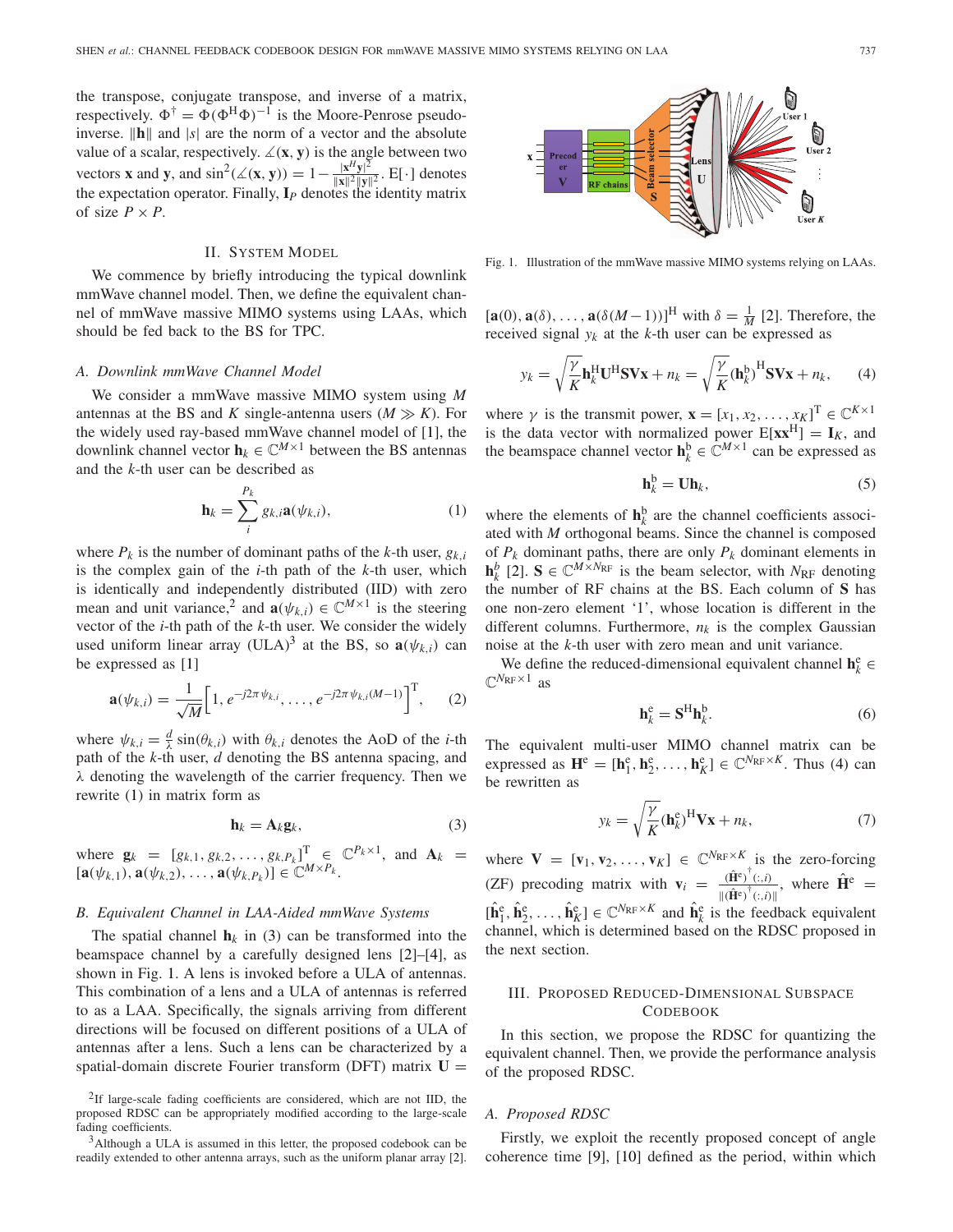the transpose, conjugate transpose, and inverse of a matrix, respectively. $\Phi^\dagger = \Phi(\Phi^H\Phi)^{-1}$ is the Moore-Penrose pseudo-inverse. $\|\mathbf{h}\|$ and $|s|$ are the norm of a vector and the absolute value of a scalar, respectively. $\angle(\mathbf{x}, \mathbf{y})$ is the angle between two vectors $\mathbf{x}$ and $\mathbf{y}$, and $\sin^2(\angle(\mathbf{x}, \mathbf{y})) = 1 - \frac{|\mathbf{x}^H\mathbf{y}|^2}{\|\mathbf{x}\|^2\|\mathbf{y}\|^2}$. $\mathrm{E}[\cdot]$ denotes the expectation operator. Finally, $\mathbf{I}_P$ denotes the identity matrix of size $P \times P$.

## II. System Model

We commence by briefly introducing the typical downlink mmWave channel model. Then, we define the equivalent channel of mmWave massive MIMO systems using LAAs, which should be fed back to the BS for TPC.

### A. Downlink mmWave Channel Model

We consider a mmWave massive MIMO system using $M$ antennas at the BS and $K$ single-antenna users ($M \gg K$). For the widely used ray-based mmWave channel model of [1], the downlink channel vector $\mathbf{h}_k \in \mathbb{C}^{M\times 1}$ between the BS antennas and the $k$-th user can be described as

$$\mathbf{h}_k = \sum_{i}^{P_k} g_{k,i}\mathbf{a}(\psi_{k,i}), \tag{1}$$

where $P_k$ is the number of dominant paths of the $k$-th user, $g_{k,i}$ is the complex gain of the $i$-th path of the $k$-th user, which is identically and independently distributed (IID) with zero mean and unit variance,[2] and $\mathbf{a}(\psi_{k,i}) \in \mathbb{C}^{M\times 1}$ is the steering vector of the $i$-th path of the $k$-th user. We consider the widely used uniform linear array (ULA)[3] at the BS, so $\mathbf{a}(\psi_{k,i})$ can be expressed as [1]

$$\mathbf{a}(\psi_{k,i}) = \frac{1}{\sqrt{M}}\left[1, e^{-j2\pi\psi_{k,i}}, \ldots, e^{-j2\pi\psi_{k,i}(M-1)}\right]^{\mathrm{T}}, \tag{2}$$

where $\psi_{k,i} = \frac{d}{\lambda}\sin(\theta_{k,i})$ with $\theta_{k,i}$ denotes the AoD of the $i$-th path of the $k$-th user, $d$ denoting the BS antenna spacing, and $\lambda$ denoting the wavelength of the carrier frequency. Then we rewrite (1) in matrix form as

$$\mathbf{h}_k = \mathbf{A}_k\mathbf{g}_k, \tag{3}$$

where $\mathbf{g}_k = [g_{k,1}, g_{k,2}, \ldots, g_{k,P_k}]^{\mathrm{T}} \in \mathbb{C}^{P_k\times 1}$, and $\mathbf{A}_k = [\mathbf{a}(\psi_{k,1}), \mathbf{a}(\psi_{k,2}), \ldots, \mathbf{a}(\psi_{k,P_k})] \in \mathbb{C}^{M\times P_k}$.

### B. Equivalent Channel in LAA-Aided mmWave Systems

The spatial channel $\mathbf{h}_k$ in (3) can be transformed into the beamspace channel by a carefully designed lens [2]–[4], as shown in Fig. 1. A lens is invoked before a ULA of antennas. This combination of a lens and a ULA of antennas is referred to as a LAA. Specifically, the signals arriving from different directions will be focused on different positions of a ULA of antennas after a lens. Such a lens can be characterized by a spatial-domain discrete Fourier transform (DFT) matrix $\mathbf{U} = [\mathbf{a}(0), \mathbf{a}(\delta), \ldots, \mathbf{a}(\delta(M-1))]^{\mathrm{H}}$ with $\delta = \frac{1}{M}$ [2]. Therefore, the received signal $y_k$ at the $k$-th user can be expressed as

Fig. 1. Illustration of the mmWave massive MIMO systems relying on LAAs.

$$y_k = \sqrt{\frac{\gamma}{K}}\mathbf{h}_k^{\mathrm{H}}\mathbf{U}^{\mathrm{H}}\mathbf{S}\mathbf{V}\mathbf{x} + n_k = \sqrt{\frac{\gamma}{K}}(\mathbf{h}_k^{\mathrm{b}})^{\mathrm{H}}\mathbf{S}\mathbf{V}\mathbf{x} + n_k, \tag{4}$$

where $\gamma$ is the transmit power, $\mathbf{x} = [x_1, x_2, \ldots, x_K]^{\mathrm{T}} \in \mathbb{C}^{K\times 1}$ is the data vector with normalized power $\mathrm{E}[\mathbf{x}\mathbf{x}^{\mathrm{H}}] = \mathbf{I}_K$, and the beamspace channel vector $\mathbf{h}_k^{\mathrm{b}} \in \mathbb{C}^{M\times 1}$ can be expressed as

$$\mathbf{h}_k^{\mathrm{b}} = \mathbf{U}\mathbf{h}_k, \tag{5}$$

where the elements of $\mathbf{h}_k^{\mathrm{b}}$ are the channel coefficients associated with $M$ orthogonal beams. Since the channel is composed of $P_k$ dominant paths, there are only $P_k$ dominant elements in $\mathbf{h}_k^{b}$ [2]. $\mathbf{S} \in \mathbb{C}^{M\times N_{\mathrm{RF}}}$ is the beam selector, with $N_{\mathrm{RF}}$ denoting the number of RF chains at the BS. Each column of $\mathbf{S}$ has one non-zero element '1', whose location is different in the different columns. Furthermore, $n_k$ is the complex Gaussian noise at the $k$-th user with zero mean and unit variance.

We define the reduced-dimensional equivalent channel $\mathbf{h}_k^{\mathrm{e}} \in \mathbb{C}^{N_{\mathrm{RF}}\times 1}$ as

$$\mathbf{h}_k^{\mathrm{e}} = \mathbf{S}^{\mathrm{H}}\mathbf{h}_k^{\mathrm{b}}. \tag{6}$$

The equivalent multi-user MIMO channel matrix can be expressed as $\mathbf{H}^{\mathrm{e}} = [\mathbf{h}_1^{\mathrm{e}}, \mathbf{h}_2^{\mathrm{e}}, \ldots, \mathbf{h}_K^{\mathrm{e}}] \in \mathbb{C}^{N_{\mathrm{RF}}\times K}$. Thus (4) can be rewritten as

$$y_k = \sqrt{\frac{\gamma}{K}}(\mathbf{h}_k^{\mathrm{e}})^{\mathrm{H}}\mathbf{V}\mathbf{x} + n_k, \tag{7}$$

where $\mathbf{V} = [\mathbf{v}_1, \mathbf{v}_2, \ldots, \mathbf{v}_K] \in \mathbb{C}^{N_{\mathrm{RF}}\times K}$ is the zero-forcing (ZF) precoding matrix with $\mathbf{v}_i = \frac{(\hat{\mathbf{H}}^{\mathrm{e}})^{\dagger}(:,i)}{\|(\hat{\mathbf{H}}^{\mathrm{e}})^{\dagger}(:,i)\|}$, where $\hat{\mathbf{H}}^{\mathrm{e}} = [\hat{\mathbf{h}}_1^{\mathrm{e}}, \hat{\mathbf{h}}_2^{\mathrm{e}}, \ldots, \hat{\mathbf{h}}_K^{\mathrm{e}}] \in \mathbb{C}^{N_{\mathrm{RF}}\times K}$ and $\hat{\mathbf{h}}_k^{\mathrm{e}}$ is the feedback equivalent channel, which is determined based on the RDSC proposed in the next section.

## III. Proposed Reduced-Dimensional Subspace Codebook

In this section, we propose the RDSC for quantizing the equivalent channel. Then, we provide the performance analysis of the proposed RDSC.

### A. Proposed RDSC

Firstly, we exploit the recently proposed concept of angle coherence time [9], [10] defined as the period, within which

[2] If large-scale fading coefficients are considered, which are not IID, the proposed RDSC can be appropriately modified according to the large-scale fading coefficients.

[3] Although a ULA is assumed in this letter, the proposed codebook can be readily extended to other antenna arrays, such as the uniform planar array [2].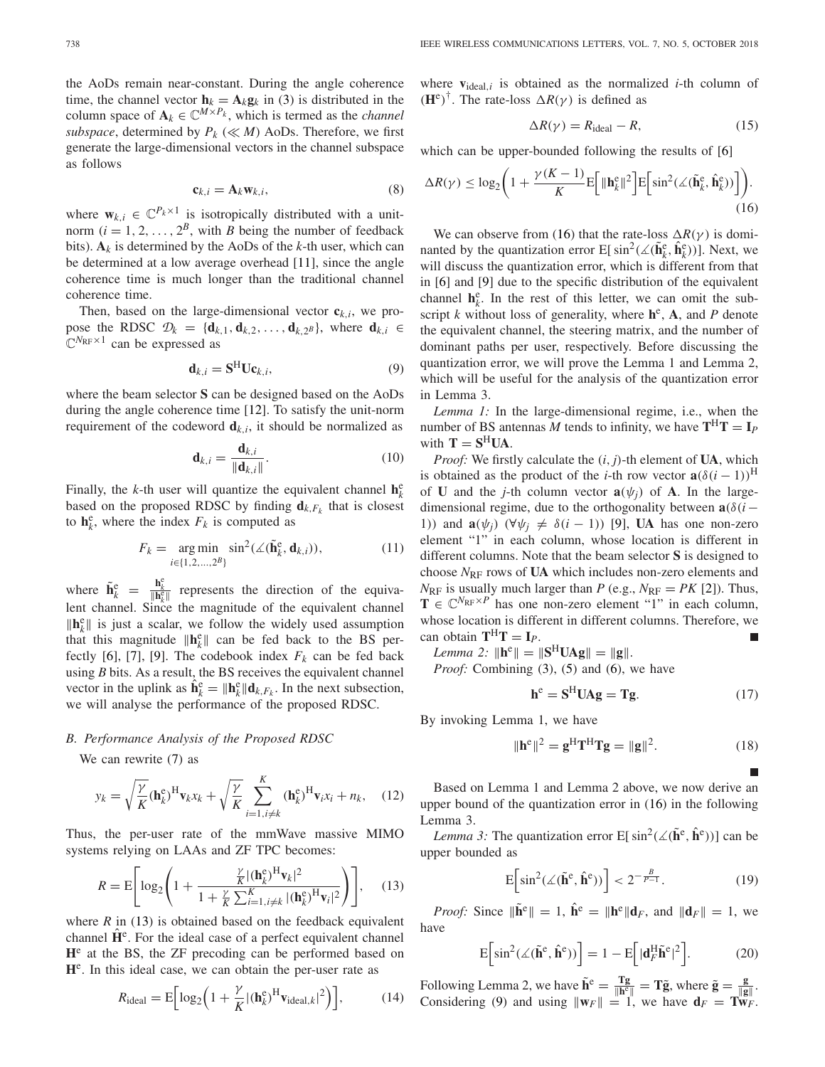the AoDs remain near-constant. During the angle coherence time, the channel vector $\mathbf{h}_k = \mathbf{A}_k \mathbf{g}_k$ in (3) is distributed in the column space of $\mathbf{A}_k \in \mathbb{C}^{M \times P_k}$, which is termed as the *channel subspace*, determined by $P_k$ ($\ll M$) AoDs. Therefore, we first generate the large-dimensional vectors in the channel subspace as follows

$$\mathbf{c}_{k,i} = \mathbf{A}_k \mathbf{w}_{k,i}, \tag{8}$$

where $\mathbf{w}_{k,i} \in \mathbb{C}^{P_k \times 1}$ is isotropically distributed with a unit-norm ($i = 1, 2, \ldots, 2^B$, with $B$ being the number of feedback bits). $\mathbf{A}_k$ is determined by the AoDs of the $k$-th user, which can be determined at a low average overhead [11], since the angle coherence time is much longer than the traditional channel coherence time.

Then, based on the large-dimensional vector $\mathbf{c}_{k,i}$, we propose the RDSC $\mathcal{D}_k = \{\mathbf{d}_{k,1}, \mathbf{d}_{k,2}, \ldots, \mathbf{d}_{k,2^B}\}$, where $\mathbf{d}_{k,i} \in \mathbb{C}^{N_{\mathrm{RF}} \times 1}$ can be expressed as

$$\mathbf{d}_{k,i} = \mathbf{S}^{\mathrm{H}} \mathbf{U} \mathbf{c}_{k,i}, \tag{9}$$

where the beam selector $\mathbf{S}$ can be designed based on the AoDs during the angle coherence time [12]. To satisfy the unit-norm requirement of the codeword $\mathbf{d}_{k,i}$, it should be normalized as

$$\mathbf{d}_{k,i} = \frac{\mathbf{d}_{k,i}}{\|\mathbf{d}_{k,i}\|}. \tag{10}$$

Finally, the $k$-th user will quantize the equivalent channel $\mathbf{h}_k^{\mathrm{e}}$ based on the proposed RDSC by finding $\mathbf{d}_{k,F_k}$ that is closest to $\mathbf{h}_k^{\mathrm{e}}$, where the index $F_k$ is computed as

$$F_k = \underset{i \in \{1,2,\ldots,2^B\}}{\arg\min} \ \sin^2(\angle(\tilde{\mathbf{h}}_k^{\mathrm{e}}, \mathbf{d}_{k,i})), \tag{11}$$

where $\tilde{\mathbf{h}}_k^{\mathrm{e}} = \frac{\mathbf{h}_k^{\mathrm{e}}}{\|\mathbf{h}_k^{\mathrm{e}}\|}$ represents the direction of the equivalent channel. Since the magnitude of the equivalent channel $\|\mathbf{h}_k^{\mathrm{e}}\|$ is just a scalar, we follow the widely used assumption that this magnitude $\|\mathbf{h}_k^{\mathrm{e}}\|$ can be fed back to the BS perfectly [6], [7], [9]. The codebook index $F_k$ can be fed back using $B$ bits. As a result, the BS receives the equivalent channel vector in the uplink as $\hat{\mathbf{h}}_k^{\mathrm{e}} = \|\mathbf{h}_k^{\mathrm{e}}\| \mathbf{d}_{k,F_k}$. In the next subsection, we will analyse the performance of the proposed RDSC.

## B. Performance Analysis of the Proposed RDSC

We can rewrite (7) as

$$y_k = \sqrt{\frac{\gamma}{K}} (\mathbf{h}_k^{\mathrm{e}})^{\mathrm{H}} \mathbf{v}_k x_k + \sqrt{\frac{\gamma}{K}} \sum_{i=1, i \neq k}^{K} (\mathbf{h}_k^{\mathrm{e}})^{\mathrm{H}} \mathbf{v}_i x_i + n_k, \tag{12}$$

Thus, the per-user rate of the mmWave massive MIMO systems relying on LAAs and ZF TPC becomes:

$$R = \mathrm{E}\left[\log_2\left(1 + \frac{\frac{\gamma}{K}|(\mathbf{h}_k^{\mathrm{e}})^{\mathrm{H}} \mathbf{v}_k|^2}{1 + \frac{\gamma}{K}\sum_{i=1, i\neq k}^{K} |(\mathbf{h}_k^{\mathrm{e}})^{\mathrm{H}} \mathbf{v}_i|^2}\right)\right], \tag{13}$$

where $R$ in (13) is obtained based on the feedback equivalent channel $\hat{\mathbf{H}}^{\mathrm{e}}$. For the ideal case of a perfect equivalent channel $\mathbf{H}^{\mathrm{e}}$ at the BS, the ZF precoding can be performed based on $\mathbf{H}^{\mathrm{e}}$. In this ideal case, we can obtain the per-user rate as

$$R_{\mathrm{ideal}} = \mathrm{E}\Big[\log_2\Big(1 + \frac{\gamma}{K}|(\mathbf{h}_k^{\mathrm{e}})^{\mathrm{H}} \mathbf{v}_{\mathrm{ideal},k}|^2\Big)\Big], \tag{14}$$

where $\mathbf{v}_{\mathrm{ideal},i}$ is obtained as the normalized $i$-th column of $(\mathbf{H}^{\mathrm{e}})^{\dagger}$. The rate-loss $\Delta R(\gamma)$ is defined as

$$\Delta R(\gamma) = R_{\mathrm{ideal}} - R, \tag{15}$$

which can be upper-bounded following the results of [6]

$$\Delta R(\gamma) \le \log_2\bigg(1 + \frac{\gamma(K-1)}{K}\mathrm{E}\Big[\|\mathbf{h}_k^{\mathrm{e}}\|^2\Big]\mathrm{E}\Big[\sin^2(\angle(\tilde{\mathbf{h}}_k^{\mathrm{e}}, \hat{\mathbf{h}}_k^{\mathrm{e}}))\Big]\bigg). \tag{16}$$

We can observe from (16) that the rate-loss $\Delta R(\gamma)$ is dominanted by the quantization error $\mathrm{E}[\sin^2(\angle(\tilde{\mathbf{h}}_k^{\mathrm{e}}, \hat{\mathbf{h}}_k^{\mathrm{e}}))]$. Next, we will discuss the quantization error, which is different from that in [6] and [9] due to the specific distribution of the equivalent channel $\mathbf{h}_k^{\mathrm{e}}$. In the rest of this letter, we can omit the subscript $k$ without loss of generality, where $\mathbf{h}^{\mathrm{e}}$, $\mathbf{A}$, and $P$ denote the equivalent channel, the steering matrix, and the number of dominant paths per user, respectively. Before discussing the quantization error, we will prove the Lemma 1 and Lemma 2, which will be useful for the analysis of the quantization error in Lemma 3.

*Lemma 1:* In the large-dimensional regime, i.e., when the number of BS antennas $M$ tends to infinity, we have $\mathbf{T}^{\mathrm{H}}\mathbf{T} = \mathbf{I}_P$ with $\mathbf{T} = \mathbf{S}^{\mathrm{H}}\mathbf{U}\mathbf{A}$.

*Proof:* We firstly calculate the $(i,j)$-th element of $\mathbf{UA}$, which is obtained as the product of the $i$-th row vector $\mathbf{a}(\delta(i-1))^{\mathrm{H}}$ of $\mathbf{U}$ and the $j$-th column vector $\mathbf{a}(\psi_j)$ of $\mathbf{A}$. In the large-dimensional regime, due to the orthogonality between $\mathbf{a}(\delta(i-1))$ and $\mathbf{a}(\psi_j)$ ($\forall \psi_j \neq \delta(i-1)$) [9], $\mathbf{UA}$ has one non-zero element "1" in each column, whose location is different in different columns. Note that the beam selector $\mathbf{S}$ is designed to choose $N_{\mathrm{RF}}$ rows of $\mathbf{UA}$ which includes non-zero elements and $N_{\mathrm{RF}}$ is usually much larger than $P$ (e.g., $N_{\mathrm{RF}} = PK$ [2]). Thus, $\mathbf{T} \in \mathbb{C}^{N_{\mathrm{RF}} \times P}$ has one non-zero element "1" in each column, whose location is different in different columns. Therefore, we can obtain $\mathbf{T}^{\mathrm{H}}\mathbf{T} = \mathbf{I}_P$. ■

*Lemma 2:* $\|\mathbf{h}^{\mathrm{e}}\| = \|\mathbf{S}^{\mathrm{H}}\mathbf{U}\mathbf{A}\mathbf{g}\| = \|\mathbf{g}\|$.

*Proof:* Combining (3), (5) and (6), we have

$$\mathbf{h}^{\mathrm{e}} = \mathbf{S}^{\mathrm{H}}\mathbf{U}\mathbf{A}\mathbf{g} = \mathbf{T}\mathbf{g}. \tag{17}$$

By invoking Lemma 1, we have

$$\|\mathbf{h}^{\mathrm{e}}\|^2 = \mathbf{g}^{\mathrm{H}}\mathbf{T}^{\mathrm{H}}\mathbf{T}\mathbf{g} = \|\mathbf{g}\|^2. \tag{18}$$

■

Based on Lemma 1 and Lemma 2 above, we now derive an upper bound of the quantization error in (16) in the following Lemma 3.

*Lemma 3:* The quantization error $\mathrm{E}[\sin^2(\angle(\tilde{\mathbf{h}}^{\mathrm{e}}, \hat{\mathbf{h}}^{\mathrm{e}}))]$ can be upper bounded as

$$\mathrm{E}\Big[\sin^2(\angle(\tilde{\mathbf{h}}^{\mathrm{e}}, \hat{\mathbf{h}}^{\mathrm{e}}))\Big] < 2^{-\frac{B}{P-1}}. \tag{19}$$

*Proof:* Since $\|\tilde{\mathbf{h}}^{\mathrm{e}}\| = 1$, $\hat{\mathbf{h}}^{\mathrm{e}} = \|\mathbf{h}^{\mathrm{e}}\|\mathbf{d}_F$, and $\|\mathbf{d}_F\| = 1$, we have

$$\mathrm{E}\Big[\sin^2(\angle(\tilde{\mathbf{h}}^{\mathrm{e}}, \hat{\mathbf{h}}^{\mathrm{e}}))\Big] = 1 - \mathrm{E}\Big[|\mathbf{d}_F^{\mathrm{H}}\tilde{\mathbf{h}}^{\mathrm{e}}|^2\Big]. \tag{20}$$

Following Lemma 2, we have $\tilde{\mathbf{h}}^{\mathrm{e}} = \frac{\mathbf{T}\mathbf{g}}{\|\mathbf{h}^{\mathrm{e}}\|} = \mathbf{T}\tilde{\mathbf{g}}$, where $\tilde{\mathbf{g}} = \frac{\mathbf{g}}{\|\mathbf{g}\|}$. Considering (9) and using $\|\mathbf{w}_F\| = 1$, we have $\mathbf{d}_F = \mathbf{T}\mathbf{w}_F$.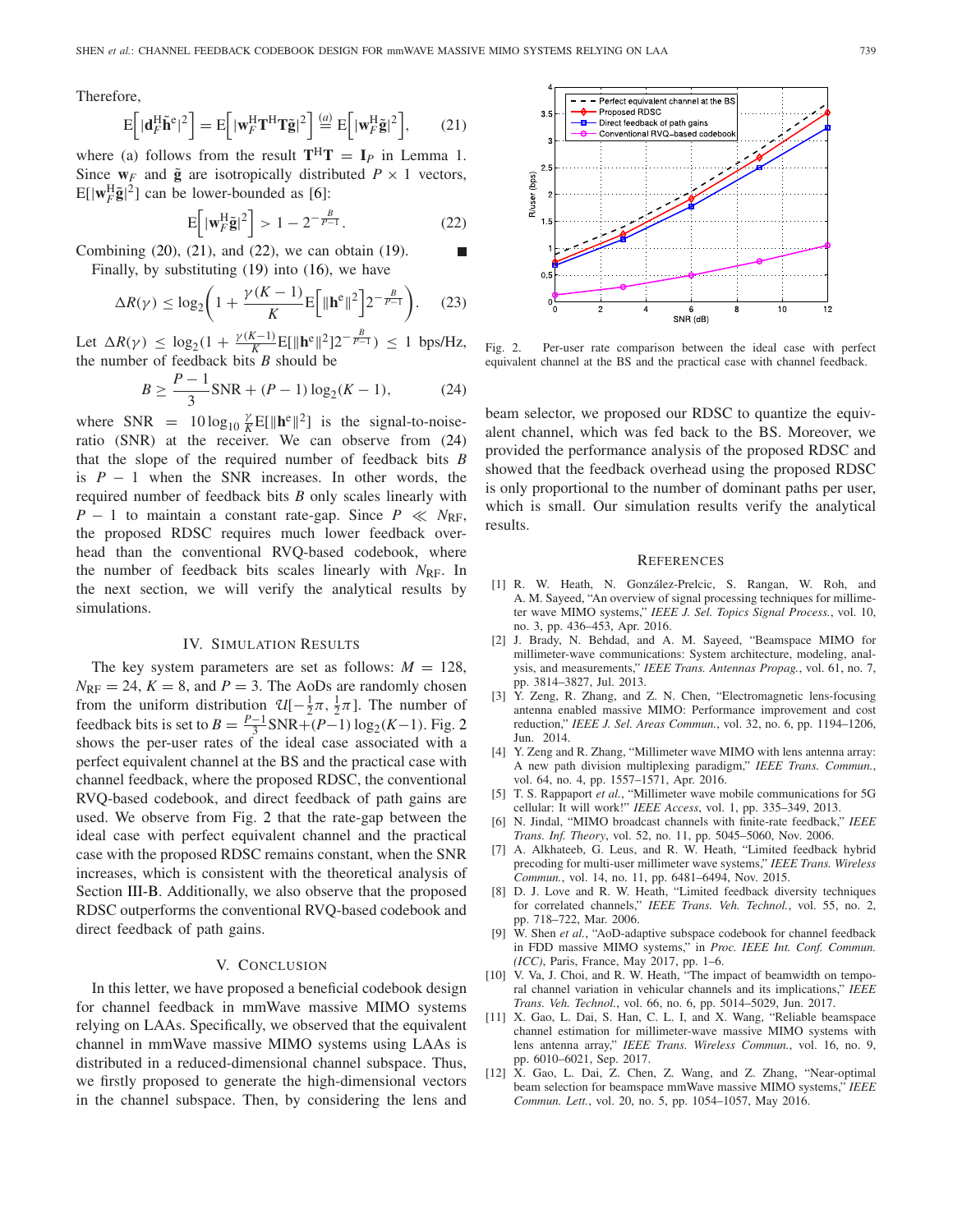Therefore,

$$\mathrm{E}\Big[|\mathbf{d}_F^{\mathrm{H}}\tilde{\mathbf{h}}^{\mathrm{e}}|^2\Big] = \mathrm{E}\Big[|\mathbf{w}_F^{\mathrm{H}}\mathbf{T}^{\mathrm{H}}\mathbf{T}\tilde{\mathbf{g}}|^2\Big] \overset{(a)}{=} \mathrm{E}\Big[|\mathbf{w}_F^{\mathrm{H}}\tilde{\mathbf{g}}|^2\Big], \tag{21}$$

where (a) follows from the result $\mathbf{T}^{\mathrm{H}}\mathbf{T} = \mathbf{I}_P$ in Lemma 1. Since $\mathbf{w}_F$ and $\tilde{\mathbf{g}}$ are isotropically distributed $P \times 1$ vectors, $\mathrm{E}[|\mathbf{w}_F^{\mathrm{H}}\tilde{\mathbf{g}}|^2]$ can be lower-bounded as [6]:

$$\mathrm{E}\Big[|\mathbf{w}_F^{\mathrm{H}}\tilde{\mathbf{g}}|^2\Big] > 1 - 2^{-\frac{B}{P-1}}. \tag{22}$$

Combining (20), (21), and (22), we can obtain (19). ■

Finally, by substituting (19) into (16), we have

$$\Delta R(\gamma) \leq \log_2\bigg(1 + \frac{\gamma(K-1)}{K}\mathrm{E}\Big[\|\mathbf{h}^{\mathrm{e}}\|^2\Big]2^{-\frac{B}{P-1}}\bigg). \tag{23}$$

Let $\Delta R(\gamma) \leq \log_2(1 + \frac{\gamma(K-1)}{K}\mathrm{E}[\|\mathbf{h}^{\mathrm{e}}\|^2]2^{-\frac{B}{P-1}}) \leq 1$ bps/Hz, the number of feedback bits $B$ should be

$$B \geq \frac{P-1}{3}\mathrm{SNR} + (P-1)\log_2(K-1), \tag{24}$$

where $\mathrm{SNR} = 10\log_{10}\frac{\gamma}{K}\mathrm{E}[\|\mathbf{h}^{\mathrm{e}}\|^2]$ is the signal-to-noise-ratio (SNR) at the receiver. We can observe from (24) that the slope of the required number of feedback bits $B$ is $P-1$ when the SNR increases. In other words, the required number of feedback bits $B$ only scales linearly with $P-1$ to maintain a constant rate-gap. Since $P \ll N_{\mathrm{RF}}$, the proposed RDSC requires much lower feedback overhead than the conventional RVQ-based codebook, where the number of feedback bits scales linearly with $N_{\mathrm{RF}}$. In the next section, we will verify the analytical results by simulations.

## IV. Simulation Results

The key system parameters are set as follows: $M = 128$, $N_{\mathrm{RF}} = 24$, $K = 8$, and $P = 3$. The AoDs are randomly chosen from the uniform distribution $\mathcal{U}[-\frac{1}{2}\pi, \frac{1}{2}\pi]$. The number of feedback bits is set to $B = \frac{P-1}{3}\mathrm{SNR} + (P-1)\log_2(K-1)$. Fig. 2 shows the per-user rates of the ideal case associated with a perfect equivalent channel at the BS and the practical case with channel feedback, where the proposed RDSC, the conventional RVQ-based codebook, and direct feedback of path gains are used. We observe from Fig. 2 that the rate-gap between the ideal case with perfect equivalent channel and the practical case with the proposed RDSC remains constant, when the SNR increases, which is consistent with the theoretical analysis of Section III-B. Additionally, we also observe that the proposed RDSC outperforms the conventional RVQ-based codebook and direct feedback of path gains.

Perfect equivalent channel at the BS
Proposed RDSC
Direct feedback of path gains
Conventional RVQ-based codebook

R/user (bps)
0
0.5
1
1.5
2
2.5
3
3.5
4

SNR (dB)
0
2
4
6
8
10
12

Fig. 2. Per-user rate comparison between the ideal case with perfect equivalent channel at the BS and the practical case with channel feedback.

## V. Conclusion

In this letter, we have proposed a beneficial codebook design for channel feedback in mmWave massive MIMO systems relying on LAAs. Specifically, we observed that the equivalent channel in mmWave massive MIMO systems using LAAs is distributed in a reduced-dimensional channel subspace. Thus, we firstly proposed to generate the high-dimensional vectors in the channel subspace. Then, by considering the lens and beam selector, we proposed our RDSC to quantize the equivalent channel, which was fed back to the BS. Moreover, we provided the performance analysis of the proposed RDSC and showed that the feedback overhead using the proposed RDSC is only proportional to the number of dominant paths per user, which is small. Our simulation results verify the analytical results.

## References

[1] R. W. Heath, N. González-Prelcic, S. Rangan, W. Roh, and A. M. Sayeed, "An overview of signal processing techniques for millimeter wave MIMO systems," *IEEE J. Sel. Topics Signal Process.*, vol. 10, no. 3, pp. 436–453, Apr. 2016.

[2] J. Brady, N. Behdad, and A. M. Sayeed, "Beamspace MIMO for millimeter-wave communications: System architecture, modeling, analysis, and measurements," *IEEE Trans. Antennas Propag.*, vol. 61, no. 7, pp. 3814–3827, Jul. 2013.

[3] Y. Zeng, R. Zhang, and Z. N. Chen, "Electromagnetic lens-focusing antenna enabled massive MIMO: Performance improvement and cost reduction," *IEEE J. Sel. Areas Commun.*, vol. 32, no. 6, pp. 1194–1206, Jun. 2014.

[4] Y. Zeng and R. Zhang, "Millimeter wave MIMO with lens antenna array: A new path division multiplexing paradigm," *IEEE Trans. Commun.*, vol. 64, no. 4, pp. 1557–1571, Apr. 2016.

[5] T. S. Rappaport *et al.*, "Millimeter wave mobile communications for 5G cellular: It will work!" *IEEE Access*, vol. 1, pp. 335–349, 2013.

[6] N. Jindal, "MIMO broadcast channels with finite-rate feedback," *IEEE Trans. Inf. Theory*, vol. 52, no. 11, pp. 5045–5060, Nov. 2006.

[7] A. Alkhateeb, G. Leus, and R. W. Heath, "Limited feedback hybrid precoding for multi-user millimeter wave systems," *IEEE Trans. Wireless Commun.*, vol. 14, no. 11, pp. 6481–6494, Nov. 2015.

[8] D. J. Love and R. W. Heath, "Limited feedback diversity techniques for correlated channels," *IEEE Trans. Veh. Technol.*, vol. 55, no. 2, pp. 718–722, Mar. 2006.

[9] W. Shen *et al.*, "AoD-adaptive subspace codebook for channel feedback in FDD massive MIMO systems," in *Proc. IEEE Int. Conf. Commun. (ICC)*, Paris, France, May 2017, pp. 1–6.

[10] V. Va, J. Choi, and R. W. Heath, "The impact of beamwidth on temporal channel variation in vehicular channels and its implications," *IEEE Trans. Veh. Technol.*, vol. 66, no. 6, pp. 5014–5029, Jun. 2017.

[11] X. Gao, L. Dai, S. Han, C. L. I, and X. Wang, "Reliable beamspace channel estimation for millimeter-wave massive MIMO systems with lens antenna array," *IEEE Trans. Wireless Commun.*, vol. 16, no. 9, pp. 6010–6021, Sep. 2017.

[12] X. Gao, L. Dai, Z. Chen, Z. Wang, and Z. Zhang, "Near-optimal beam selection for beamspace mmWave massive MIMO systems," *IEEE Commun. Lett.*, vol. 20, no. 5, pp. 1054–1057, May 2016.